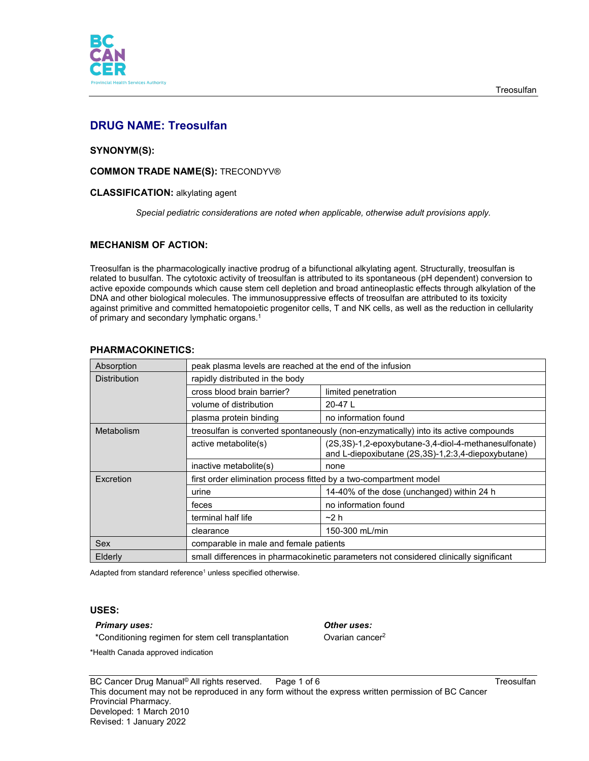# DRUG NAME: Treosulfan

**SYNONYM(S):**

**COMMON TRADE NAME(S):** TRECONDYV®

**CLASSIFICATION:** alkylating agent

*Special pediatric considerations are noted when applicable, otherwise adult provisions apply.*

## MECHANISM OF ACTION:

Treosulfan is the pharmacologically inactive prodrug of a bifunctional alkylating agent. Structurally, treosulfan is related to busulfan. The cytotoxic activity of treosulfan is attributed to its spontaneous (pH dependent) conversion to active epoxide compounds which cause stem cell depletion and broad antineoplastic effects through alkylation of the DNA and other biological molecules. The immunosuppressive effects of treosulfan are attributed to its toxicity against primitive and committed hematopoietic progenitor cells, T and NK cells, as well as the reduction in cellularity of primary and secondary lymphatic organs.[1]

## PHARMACOKINETICS:

| | | |
|---|---|---|
| Absorption | peak plasma levels are reached at the end of the infusion | |
| Distribution | rapidly distributed in the body | |
| | cross blood brain barrier? | limited penetration |
| | volume of distribution | 20-47 L |
| | plasma protein binding | no information found |
| Metabolism | treosulfan is converted spontaneously (non-enzymatically) into its active compounds | |
| | active metabolite(s) | (2S,3S)-1,2-epoxybutane-3,4-diol-4-methanesulfonate) and L-diepoxibutane (2S,3S)-1,2:3,4-diepoxybutane) |
| | inactive metabolite(s) | none |
| Excretion | first order elimination process fitted by a two-compartment model | |
| | urine | 14-40% of the dose (unchanged) within 24 h |
| | feces | no information found |
| | terminal half life | ~2 h |
| | clearance | 150-300 mL/min |
| Sex | comparable in male and female patients | |
| Elderly | small differences in pharmacokinetic parameters not considered clinically significant | |

Adapted from standard reference[1] unless specified otherwise.

## USES:

***Primary uses:***

*Conditioning regimen for stem cell transplantation

***Other uses:***

Ovarian cancer[2]

*Health Canada approved indication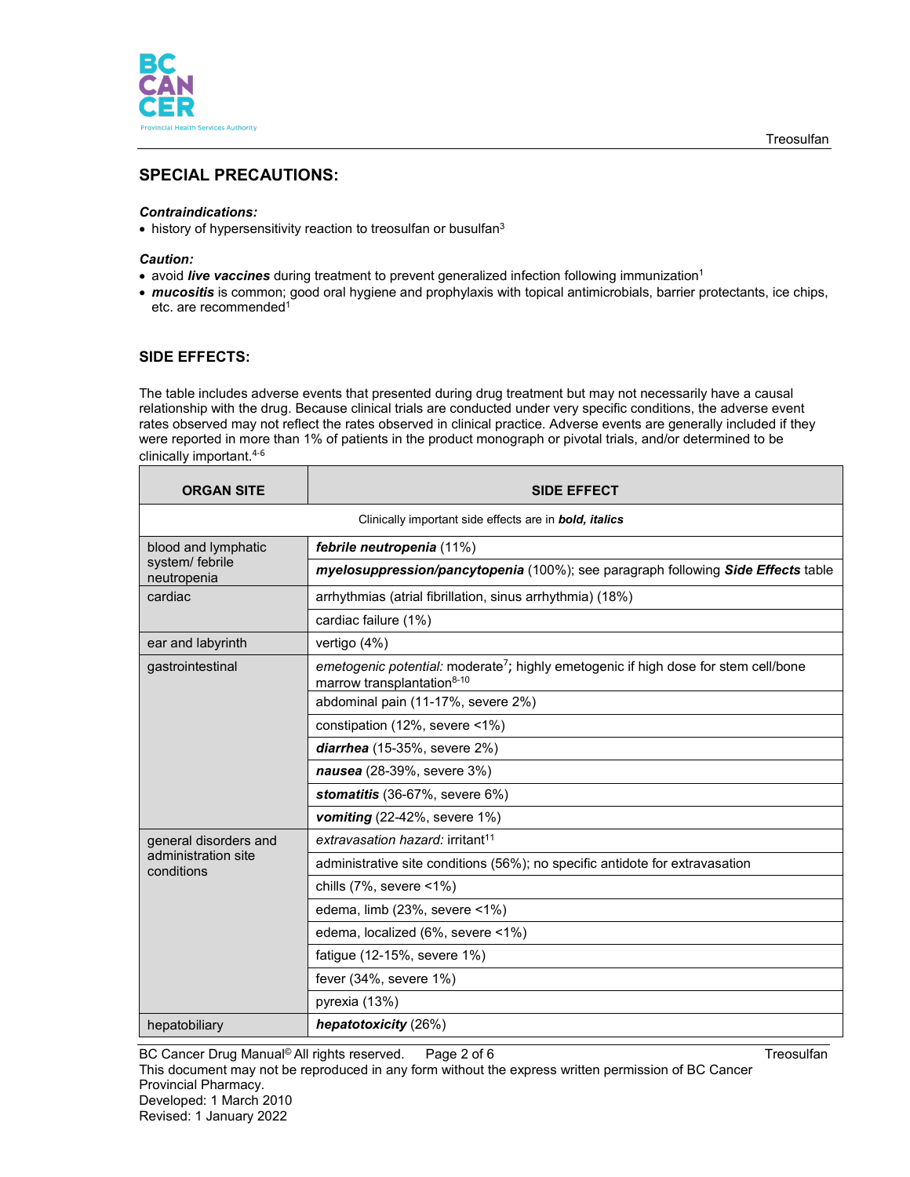## SPECIAL PRECAUTIONS:

***Contraindications:***

- history of hypersensitivity reaction to treosulfan or busulfan[3]

***Caution:***

- avoid ***live vaccines*** during treatment to prevent generalized infection following immunization[1]
- ***mucositis*** is common; good oral hygiene and prophylaxis with topical antimicrobials, barrier protectants, ice chips, etc. are recommended[1]

## SIDE EFFECTS:

The table includes adverse events that presented during drug treatment but may not necessarily have a causal relationship with the drug. Because clinical trials are conducted under very specific conditions, the adverse event rates observed may not reflect the rates observed in clinical practice. Adverse events are generally included if they were reported in more than 1% of patients in the product monograph or pivotal trials, and/or determined to be clinically important.[4-6]

| ORGAN SITE | SIDE EFFECT |
|---|---|
| Clinically important side effects are in ***bold, italics*** | |
| blood and lymphatic system/ febrile neutropenia | ***febrile neutropenia*** (11%) |
| | ***myelosuppression/pancytopenia*** (100%); see paragraph following ***Side Effects*** table |
| cardiac | arrhythmias (atrial fibrillation, sinus arrhythmia) (18%) |
| | cardiac failure (1%) |
| ear and labyrinth | vertigo (4%) |
| gastrointestinal | *emetogenic potential:* moderate[7]***;*** highly emetogenic if high dose for stem cell/bone marrow transplantation[8-10] |
| | abdominal pain (11-17%, severe 2%) |
| | constipation (12%, severe <1%) |
| | ***diarrhea*** (15-35%, severe 2%) |
| | ***nausea*** (28-39%, severe 3%) |
| | ***stomatitis*** (36-67%, severe 6%) |
| | ***vomiting*** (22-42%, severe 1%) |
| general disorders and administration site conditions | *extravasation hazard:* irritant[11] |
| | administrative site conditions (56%); no specific antidote for extravasation |
| | chills (7%, severe <1%) |
| | edema, limb (23%, severe <1%) |
| | edema, localized (6%, severe <1%) |
| | fatigue (12-15%, severe 1%) |
| | fever (34%, severe 1%) |
| | pyrexia (13%) |
| hepatobiliary | ***hepatotoxicity*** (26%) |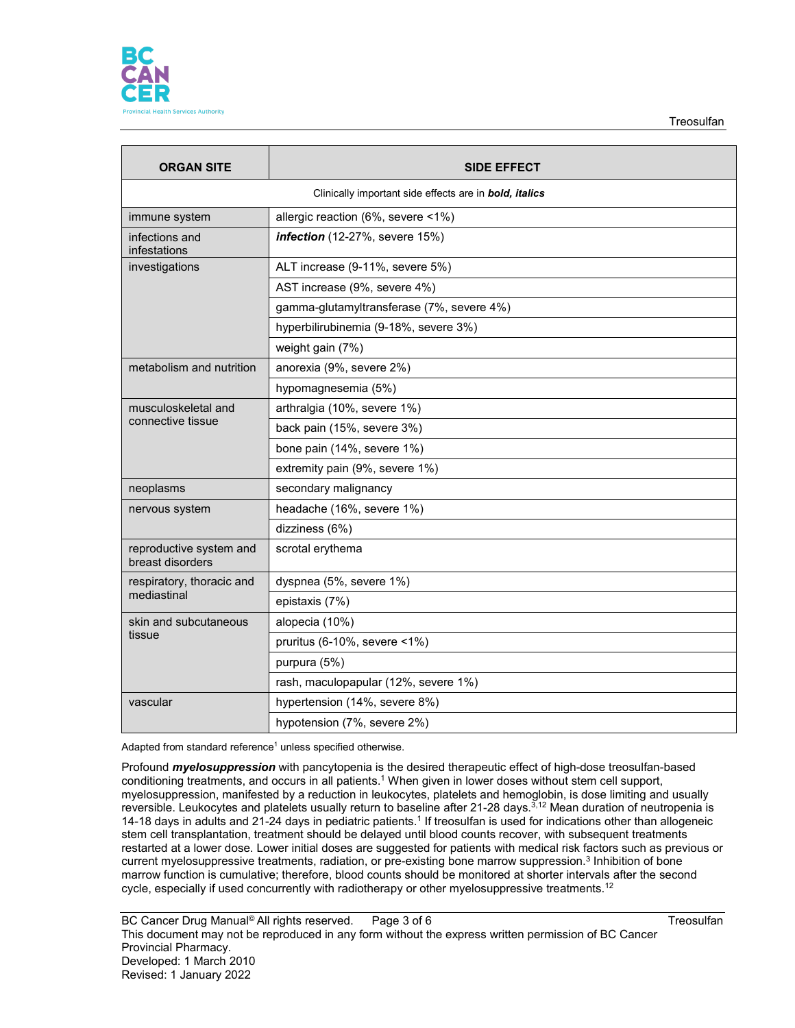| ORGAN SITE | SIDE EFFECT |
|---|---|
| Clinically important side effects are in ***bold, italics*** | |
| immune system | allergic reaction (6%, severe <1%) |
| infections and infestations | ***infection*** (12-27%, severe 15%) |
| investigations | ALT increase (9-11%, severe 5%) |
| | AST increase (9%, severe 4%) |
| | gamma-glutamyltransferase (7%, severe 4%) |
| | hyperbilirubinemia (9-18%, severe 3%) |
| | weight gain (7%) |
| metabolism and nutrition | anorexia (9%, severe 2%) |
| | hypomagnesemia (5%) |
| musculoskeletal and connective tissue | arthralgia (10%, severe 1%) |
| | back pain (15%, severe 3%) |
| | bone pain (14%, severe 1%) |
| | extremity pain (9%, severe 1%) |
| neoplasms | secondary malignancy |
| nervous system | headache (16%, severe 1%) |
| | dizziness (6%) |
| reproductive system and breast disorders | scrotal erythema |
| respiratory, thoracic and mediastinal | dyspnea (5%, severe 1%) |
| | epistaxis (7%) |
| skin and subcutaneous tissue | alopecia (10%) |
| | pruritus (6-10%, severe <1%) |
| | purpura (5%) |
| | rash, maculopapular (12%, severe 1%) |
| vascular | hypertension (14%, severe 8%) |
| | hypotension (7%, severe 2%) |

Adapted from standard reference[1] unless specified otherwise.

Profound ***myelosuppression*** with pancytopenia is the desired therapeutic effect of high-dose treosulfan-based conditioning treatments, and occurs in all patients.[1] When given in lower doses without stem cell support, myelosuppression, manifested by a reduction in leukocytes, platelets and hemoglobin, is dose limiting and usually reversible. Leukocytes and platelets usually return to baseline after 21-28 days.[3,12] Mean duration of neutropenia is 14-18 days in adults and 21-24 days in pediatric patients.[1] If treosulfan is used for indications other than allogeneic stem cell transplantation, treatment should be delayed until blood counts recover, with subsequent treatments restarted at a lower dose. Lower initial doses are suggested for patients with medical risk factors such as previous or current myelosuppressive treatments, radiation, or pre-existing bone marrow suppression.[3] Inhibition of bone marrow function is cumulative; therefore, blood counts should be monitored at shorter intervals after the second cycle, especially if used concurrently with radiotherapy or other myelosuppressive treatments.[12]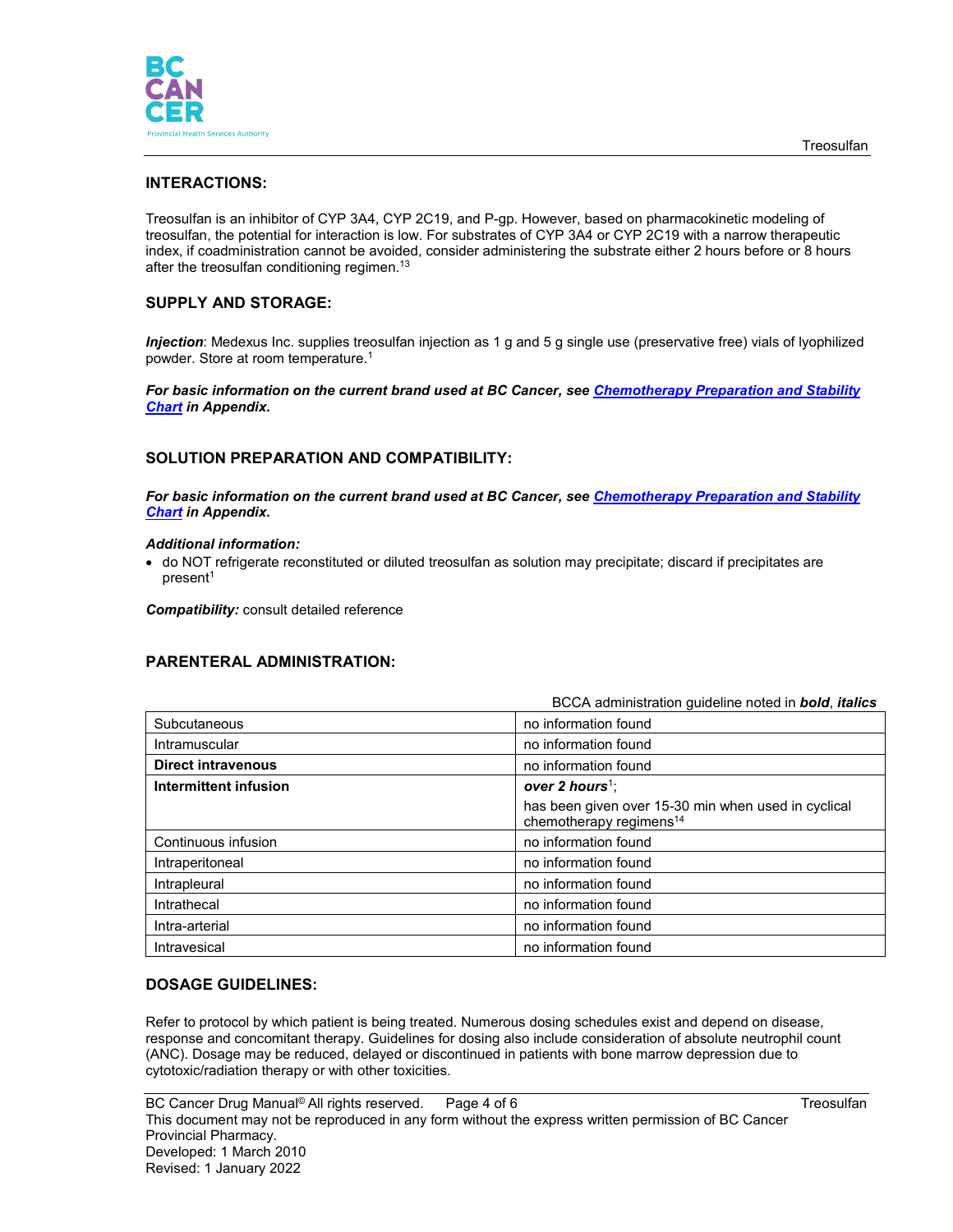## INTERACTIONS:

Treosulfan is an inhibitor of CYP 3A4, CYP 2C19, and P-gp. However, based on pharmacokinetic modeling of treosulfan, the potential for interaction is low. For substrates of CYP 3A4 or CYP 2C19 with a narrow therapeutic index, if coadministration cannot be avoided, consider administering the substrate either 2 hours before or 8 hours after the treosulfan conditioning regimen.[13]

## SUPPLY AND STORAGE:

***Injection***: Medexus Inc. supplies treosulfan injection as 1 g and 5 g single use (preservative free) vials of lyophilized powder. Store at room temperature.[1]

***For basic information on the current brand used at BC Cancer, see Chemotherapy Preparation and Stability Chart in Appendix.***

## SOLUTION PREPARATION AND COMPATIBILITY:

***For basic information on the current brand used at BC Cancer, see Chemotherapy Preparation and Stability Chart in Appendix.***

***Additional information:***

- do NOT refrigerate reconstituted or diluted treosulfan as solution may precipitate; discard if precipitates are present[1]

***Compatibility:*** consult detailed reference

## PARENTERAL ADMINISTRATION:

BCCA administration guideline noted in ***bold***, ***italics***

| | |
|---|---|
| Subcutaneous | no information found |
| Intramuscular | no information found |
| **Direct intravenous** | no information found |
| **Intermittent infusion** | ***over 2 hours***[1]; has been given over 15-30 min when used in cyclical chemotherapy regimens[14] |
| Continuous infusion | no information found |
| Intraperitoneal | no information found |
| Intrapleural | no information found |
| Intrathecal | no information found |
| Intra-arterial | no information found |
| Intravesical | no information found |

## DOSAGE GUIDELINES:

Refer to protocol by which patient is being treated. Numerous dosing schedules exist and depend on disease, response and concomitant therapy. Guidelines for dosing also include consideration of absolute neutrophil count (ANC). Dosage may be reduced, delayed or discontinued in patients with bone marrow depression due to cytotoxic/radiation therapy or with other toxicities.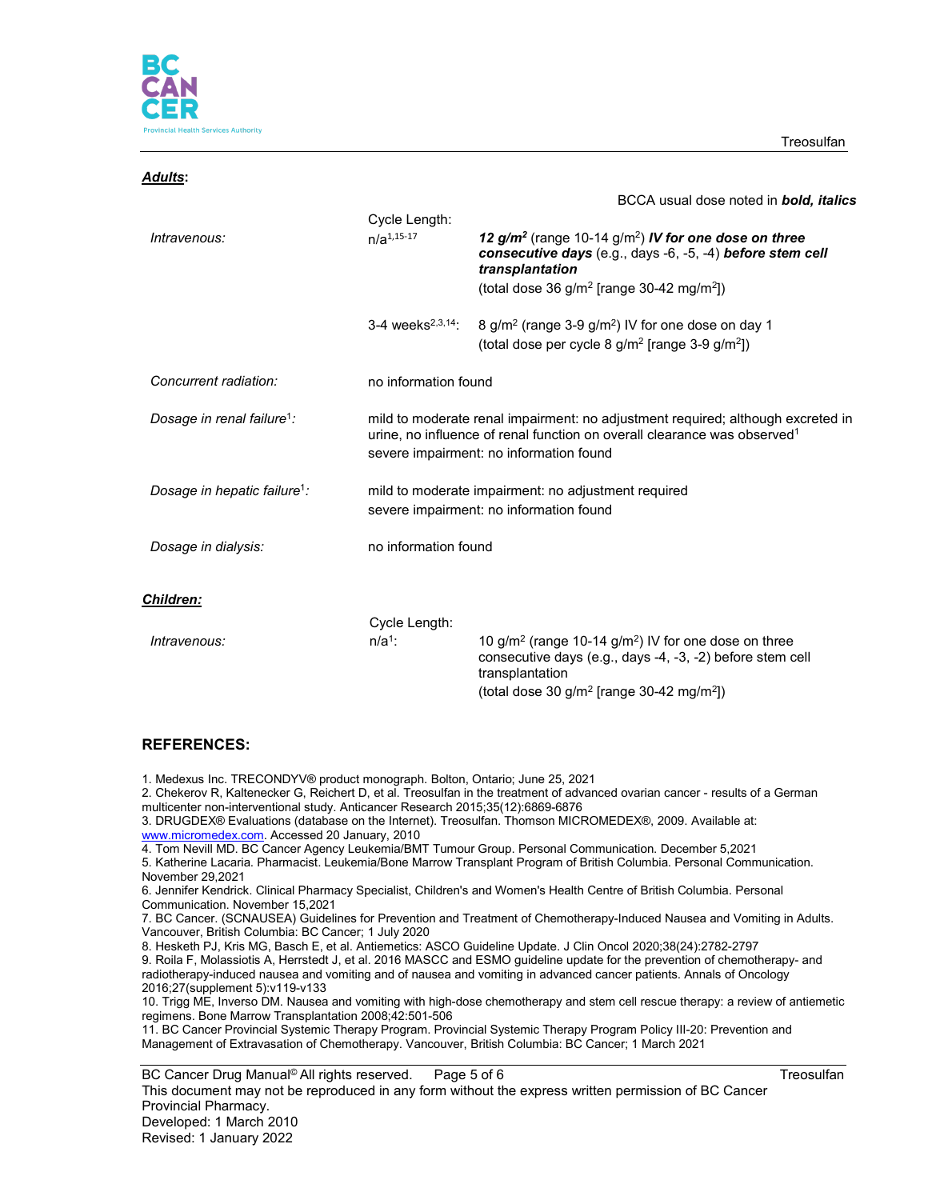***Adults*:**

BCCA usual dose noted in ***bold, italics***

| | Cycle Length: | |
|---|---|---|
| *Intravenous:* | n/a[1,15-17] | ***12 g/m²*** (range 10-14 g/m²) ***IV for one dose on three consecutive days*** (e.g., days -6, -5, -4) ***before stem cell transplantation***<br>(total dose 36 g/m² [range 30-42 mg/m²]) |
| | 3-4 weeks[2,3,14]: | 8 g/m² (range 3-9 g/m²) IV for one dose on day 1<br>(total dose per cycle 8 g/m² [range 3-9 g/m²]) |
| *Concurrent radiation:* | no information found | |
| *Dosage in renal failure[1]:* | mild to moderate renal impairment: no adjustment required; although excreted in urine, no influence of renal function on overall clearance was observed[1]<br>severe impairment: no information found | |
| *Dosage in hepatic failure[1]:* | mild to moderate impairment: no adjustment required<br>severe impairment: no information found | |
| *Dosage in dialysis:* | no information found | |

***Children:***

| | Cycle Length: | |
|---|---|---|
| *Intravenous:* | n/a[1]: | 10 g/m² (range 10-14 g/m²) IV for one dose on three consecutive days (e.g., days -4, -3, -2) before stem cell transplantation<br>(total dose 30 g/m² [range 30-42 mg/m²]) |

## REFERENCES:

1. Medexus Inc. TRECONDYV® product monograph. Bolton, Ontario; June 25, 2021
2. Chekerov R, Kaltenecker G, Reichert D, et al. Treosulfan in the treatment of advanced ovarian cancer - results of a German multicenter non-interventional study. Anticancer Research 2015;35(12):6869-6876
3. DRUGDEX® Evaluations (database on the Internet). Treosulfan. Thomson MICROMEDEX®, 2009. Available at: www.micromedex.com. Accessed 20 January, 2010
4. Tom Nevill MD. BC Cancer Agency Leukemia/BMT Tumour Group. Personal Communication. December 5,2021
5. Katherine Lacaria. Pharmacist. Leukemia/Bone Marrow Transplant Program of British Columbia. Personal Communication. November 29,2021
6. Jennifer Kendrick. Clinical Pharmacy Specialist, Children's and Women's Health Centre of British Columbia. Personal Communication. November 15,2021
7. BC Cancer. (SCNAUSEA) Guidelines for Prevention and Treatment of Chemotherapy-Induced Nausea and Vomiting in Adults. Vancouver, British Columbia: BC Cancer; 1 July 2020
8. Hesketh PJ, Kris MG, Basch E, et al. Antiemetics: ASCO Guideline Update. J Clin Oncol 2020;38(24):2782-2797
9. Roila F, Molassiotis A, Herrstedt J, et al. 2016 MASCC and ESMO guideline update for the prevention of chemotherapy- and radiotherapy-induced nausea and vomiting and of nausea and vomiting in advanced cancer patients. Annals of Oncology 2016;27(supplement 5):v119-v133
10. Trigg ME, Inverso DM. Nausea and vomiting with high-dose chemotherapy and stem cell rescue therapy: a review of antiemetic regimens. Bone Marrow Transplantation 2008;42:501-506
11. BC Cancer Provincial Systemic Therapy Program. Provincial Systemic Therapy Program Policy III-20: Prevention and Management of Extravasation of Chemotherapy. Vancouver, British Columbia: BC Cancer; 1 March 2021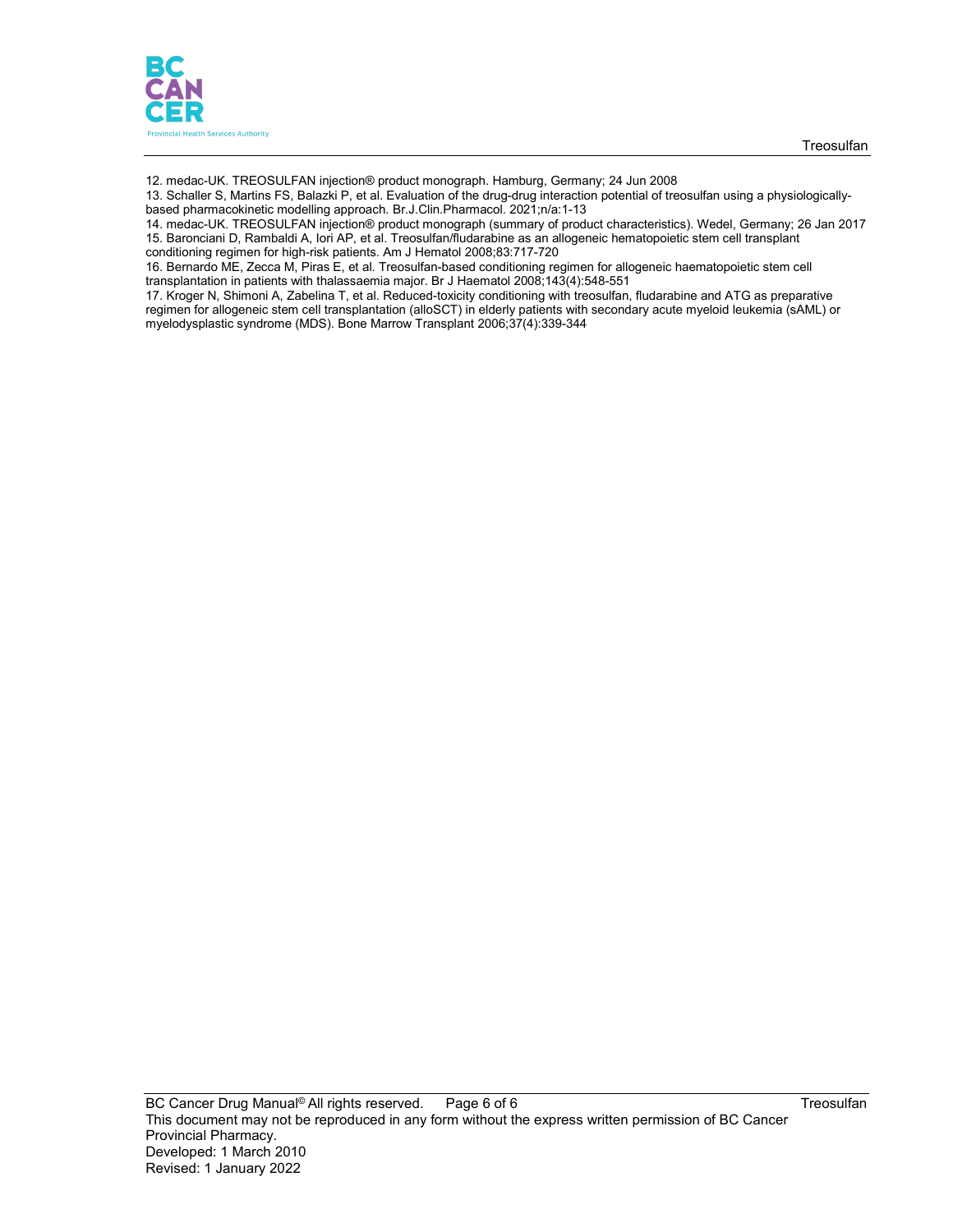12. medac-UK. TREOSULFAN injection® product monograph. Hamburg, Germany; 24 Jun 2008
13. Schaller S, Martins FS, Balazki P, et al. Evaluation of the drug-drug interaction potential of treosulfan using a physiologically-based pharmacokinetic modelling approach. Br.J.Clin.Pharmacol. 2021;n/a:1-13
14. medac-UK. TREOSULFAN injection® product monograph (summary of product characteristics). Wedel, Germany; 26 Jan 2017
15. Baronciani D, Rambaldi A, Iori AP, et al. Treosulfan/fludarabine as an allogeneic hematopoietic stem cell transplant conditioning regimen for high-risk patients. Am J Hematol 2008;83:717-720
16. Bernardo ME, Zecca M, Piras E, et al. Treosulfan-based conditioning regimen for allogeneic haematopoietic stem cell transplantation in patients with thalassaemia major. Br J Haematol 2008;143(4):548-551
17. Kroger N, Shimoni A, Zabelina T, et al. Reduced-toxicity conditioning with treosulfan, fludarabine and ATG as preparative regimen for allogeneic stem cell transplantation (alloSCT) in elderly patients with secondary acute myeloid leukemia (sAML) or myelodysplastic syndrome (MDS). Bone Marrow Transplant 2006;37(4):339-344